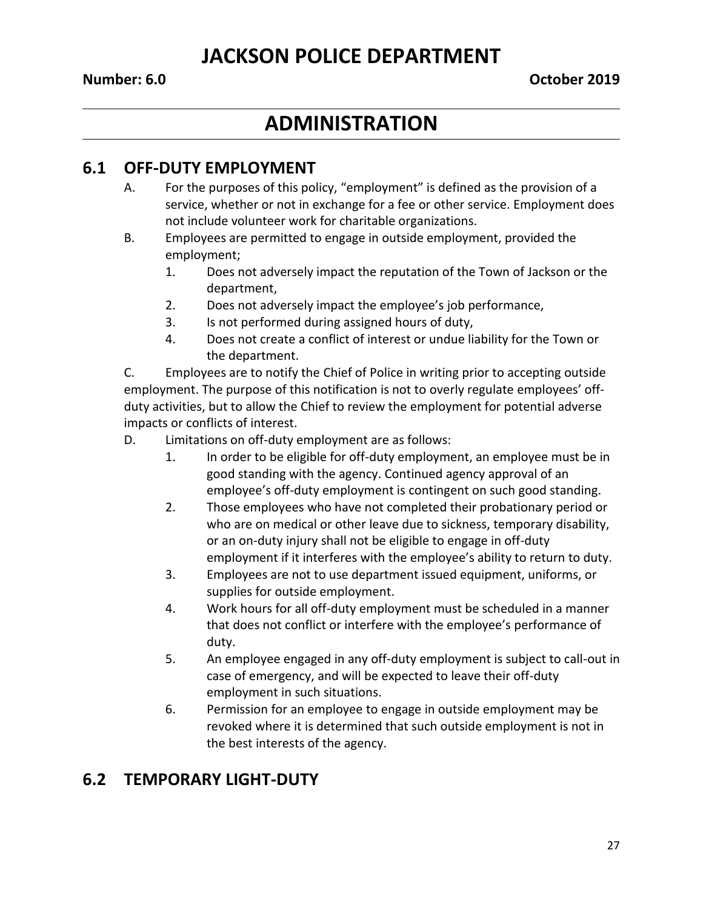# JACKSON POLICE DEPARTMENT

**Number: 6.0** **October 2019**

# ADMINISTRATION

## 6.1 OFF-DUTY EMPLOYMENT

A. For the purposes of this policy, "employment" is defined as the provision of a service, whether or not in exchange for a fee or other service. Employment does not include volunteer work for charitable organizations.

B. Employees are permitted to engage in outside employment, provided the employment;

1. Does not adversely impact the reputation of the Town of Jackson or the department,
2. Does not adversely impact the employee's job performance,
3. Is not performed during assigned hours of duty,
4. Does not create a conflict of interest or undue liability for the Town or the department.

C. Employees are to notify the Chief of Police in writing prior to accepting outside employment. The purpose of this notification is not to overly regulate employees' off-duty activities, but to allow the Chief to review the employment for potential adverse impacts or conflicts of interest.

D. Limitations on off-duty employment are as follows:

1. In order to be eligible for off-duty employment, an employee must be in good standing with the agency. Continued agency approval of an employee's off-duty employment is contingent on such good standing.
2. Those employees who have not completed their probationary period or who are on medical or other leave due to sickness, temporary disability, or an on-duty injury shall not be eligible to engage in off-duty employment if it interferes with the employee's ability to return to duty.
3. Employees are not to use department issued equipment, uniforms, or supplies for outside employment.
4. Work hours for all off-duty employment must be scheduled in a manner that does not conflict or interfere with the employee's performance of duty.
5. An employee engaged in any off-duty employment is subject to call-out in case of emergency, and will be expected to leave their off-duty employment in such situations.
6. Permission for an employee to engage in outside employment may be revoked where it is determined that such outside employment is not in the best interests of the agency.

## 6.2 TEMPORARY LIGHT-DUTY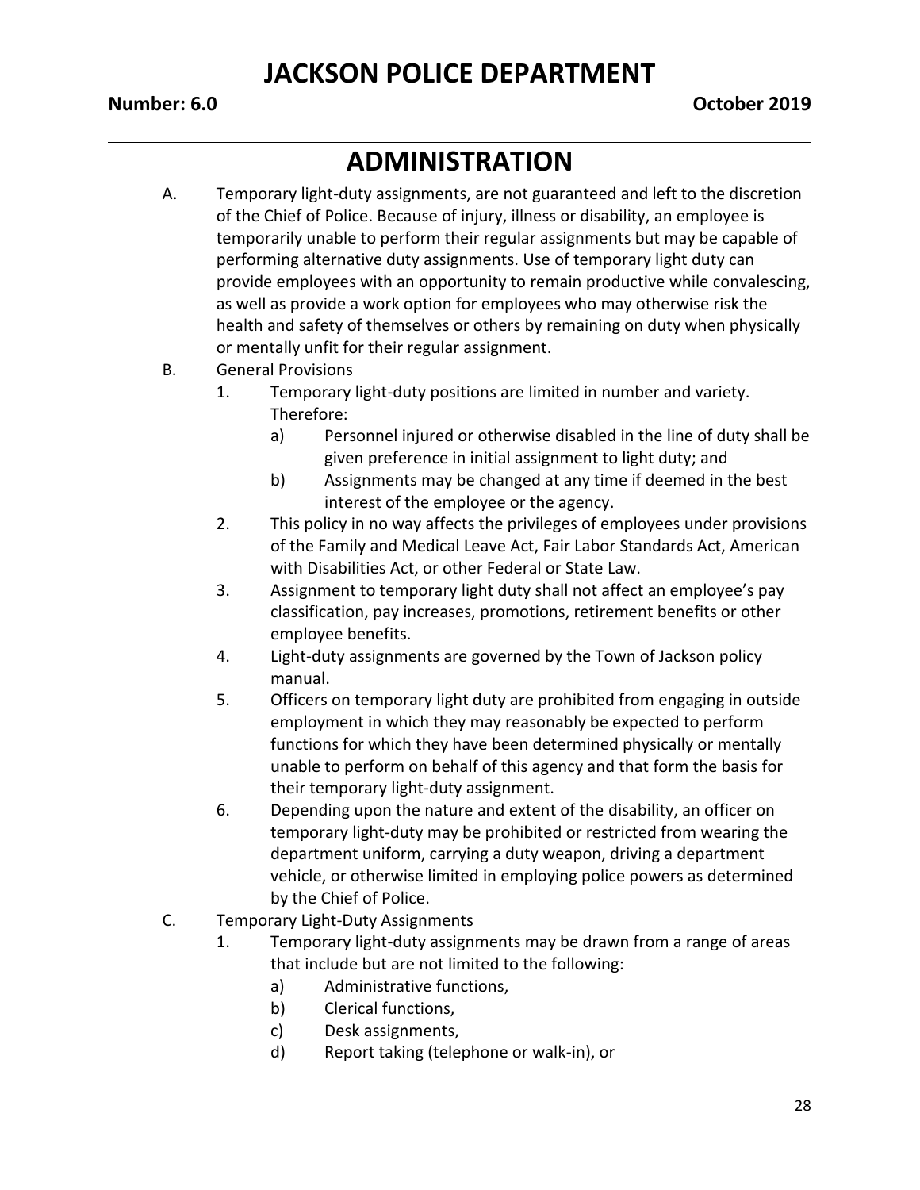# ADMINISTRATION

A. Temporary light-duty assignments, are not guaranteed and left to the discretion of the Chief of Police. Because of injury, illness or disability, an employee is temporarily unable to perform their regular assignments but may be capable of performing alternative duty assignments. Use of temporary light duty can provide employees with an opportunity to remain productive while convalescing, as well as provide a work option for employees who may otherwise risk the health and safety of themselves or others by remaining on duty when physically or mentally unfit for their regular assignment.

B. General Provisions

1. Temporary light-duty positions are limited in number and variety. Therefore:
   a) Personnel injured or otherwise disabled in the line of duty shall be given preference in initial assignment to light duty; and
   b) Assignments may be changed at any time if deemed in the best interest of the employee or the agency.
2. This policy in no way affects the privileges of employees under provisions of the Family and Medical Leave Act, Fair Labor Standards Act, American with Disabilities Act, or other Federal or State Law.
3. Assignment to temporary light duty shall not affect an employee's pay classification, pay increases, promotions, retirement benefits or other employee benefits.
4. Light-duty assignments are governed by the Town of Jackson policy manual.
5. Officers on temporary light duty are prohibited from engaging in outside employment in which they may reasonably be expected to perform functions for which they have been determined physically or mentally unable to perform on behalf of this agency and that form the basis for their temporary light-duty assignment.
6. Depending upon the nature and extent of the disability, an officer on temporary light-duty may be prohibited or restricted from wearing the department uniform, carrying a duty weapon, driving a department vehicle, or otherwise limited in employing police powers as determined by the Chief of Police.

C. Temporary Light-Duty Assignments

1. Temporary light-duty assignments may be drawn from a range of areas that include but are not limited to the following:
   a) Administrative functions,
   b) Clerical functions,
   c) Desk assignments,
   d) Report taking (telephone or walk-in), or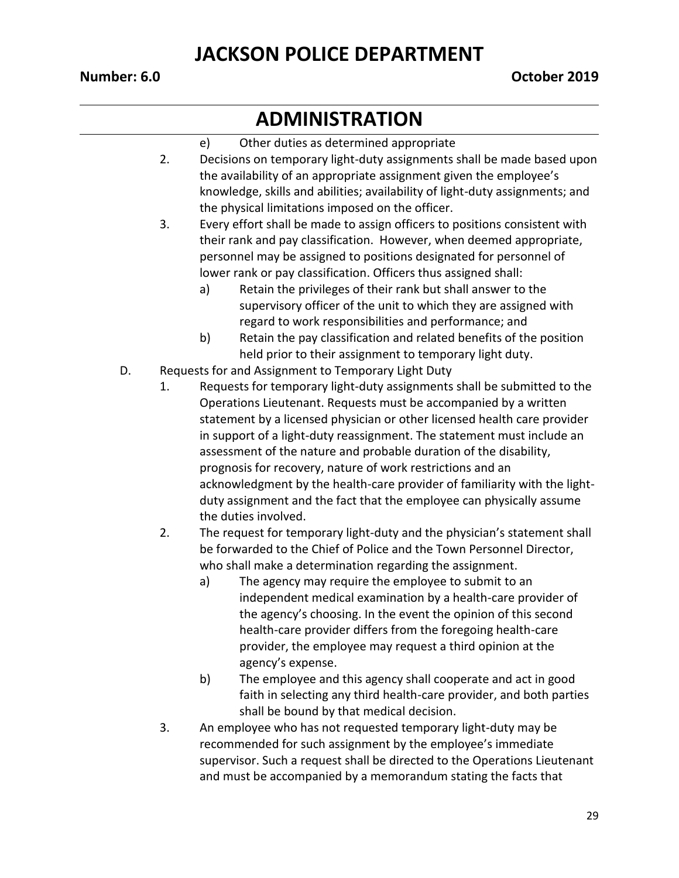e) Other duties as determined appropriate

2. Decisions on temporary light-duty assignments shall be made based upon the availability of an appropriate assignment given the employee's knowledge, skills and abilities; availability of light-duty assignments; and the physical limitations imposed on the officer.

3. Every effort shall be made to assign officers to positions consistent with their rank and pay classification. However, when deemed appropriate, personnel may be assigned to positions designated for personnel of lower rank or pay classification. Officers thus assigned shall:

   a) Retain the privileges of their rank but shall answer to the supervisory officer of the unit to which they are assigned with regard to work responsibilities and performance; and

   b) Retain the pay classification and related benefits of the position held prior to their assignment to temporary light duty.

D. Requests for and Assignment to Temporary Light Duty

1. Requests for temporary light-duty assignments shall be submitted to the Operations Lieutenant. Requests must be accompanied by a written statement by a licensed physician or other licensed health care provider in support of a light-duty reassignment. The statement must include an assessment of the nature and probable duration of the disability, prognosis for recovery, nature of work restrictions and an acknowledgment by the health-care provider of familiarity with the light-duty assignment and the fact that the employee can physically assume the duties involved.

2. The request for temporary light-duty and the physician's statement shall be forwarded to the Chief of Police and the Town Personnel Director, who shall make a determination regarding the assignment.

   a) The agency may require the employee to submit to an independent medical examination by a health-care provider of the agency's choosing. In the event the opinion of this second health-care provider differs from the foregoing health-care provider, the employee may request a third opinion at the agency's expense.

   b) The employee and this agency shall cooperate and act in good faith in selecting any third health-care provider, and both parties shall be bound by that medical decision.

3. An employee who has not requested temporary light-duty may be recommended for such assignment by the employee's immediate supervisor. Such a request shall be directed to the Operations Lieutenant and must be accompanied by a memorandum stating the facts that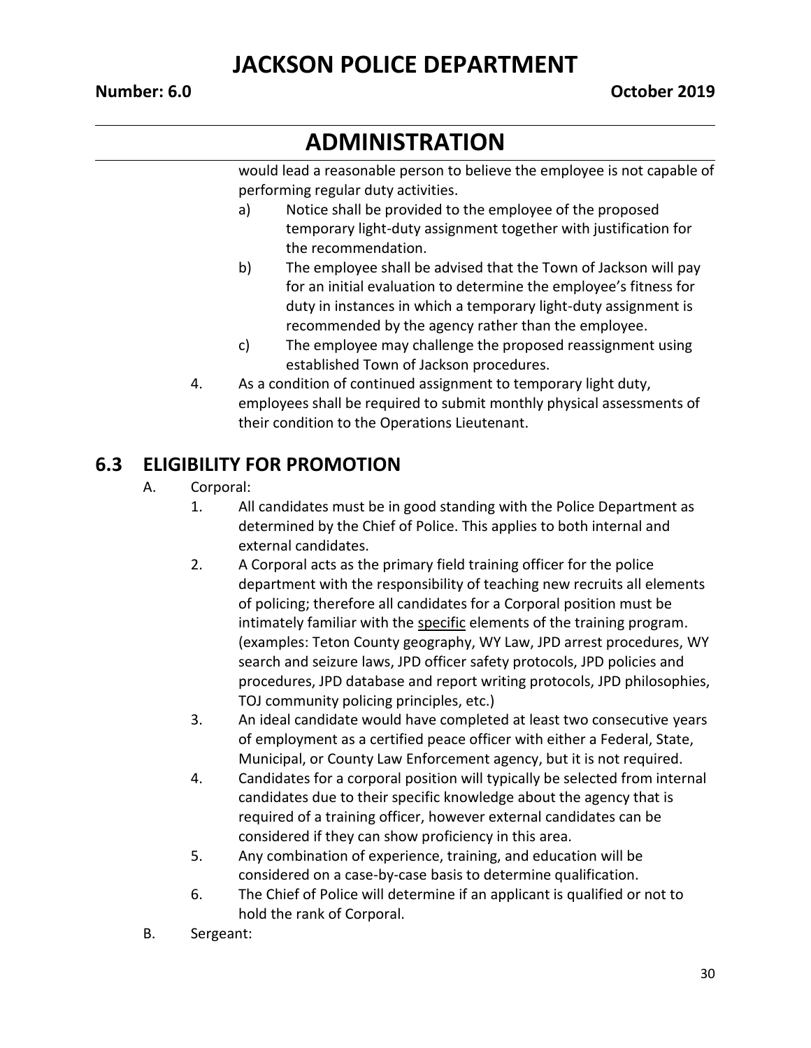# ADMINISTRATION

would lead a reasonable person to believe the employee is not capable of performing regular duty activities.

a) Notice shall be provided to the employee of the proposed temporary light-duty assignment together with justification for the recommendation.

b) The employee shall be advised that the Town of Jackson will pay for an initial evaluation to determine the employee's fitness for duty in instances in which a temporary light-duty assignment is recommended by the agency rather than the employee.

c) The employee may challenge the proposed reassignment using established Town of Jackson procedures.

4. As a condition of continued assignment to temporary light duty, employees shall be required to submit monthly physical assessments of their condition to the Operations Lieutenant.

## 6.3 ELIGIBILITY FOR PROMOTION

A. Corporal:

1. All candidates must be in good standing with the Police Department as determined by the Chief of Police. This applies to both internal and external candidates.
2. A Corporal acts as the primary field training officer for the police department with the responsibility of teaching new recruits all elements of policing; therefore all candidates for a Corporal position must be intimately familiar with the <u>specific</u> elements of the training program. (examples: Teton County geography, WY Law, JPD arrest procedures, WY search and seizure laws, JPD officer safety protocols, JPD policies and procedures, JPD database and report writing protocols, JPD philosophies, TOJ community policing principles, etc.)
3. An ideal candidate would have completed at least two consecutive years of employment as a certified peace officer with either a Federal, State, Municipal, or County Law Enforcement agency, but it is not required.
4. Candidates for a corporal position will typically be selected from internal candidates due to their specific knowledge about the agency that is required of a training officer, however external candidates can be considered if they can show proficiency in this area.
5. Any combination of experience, training, and education will be considered on a case-by-case basis to determine qualification.
6. The Chief of Police will determine if an applicant is qualified or not to hold the rank of Corporal.

B. Sergeant: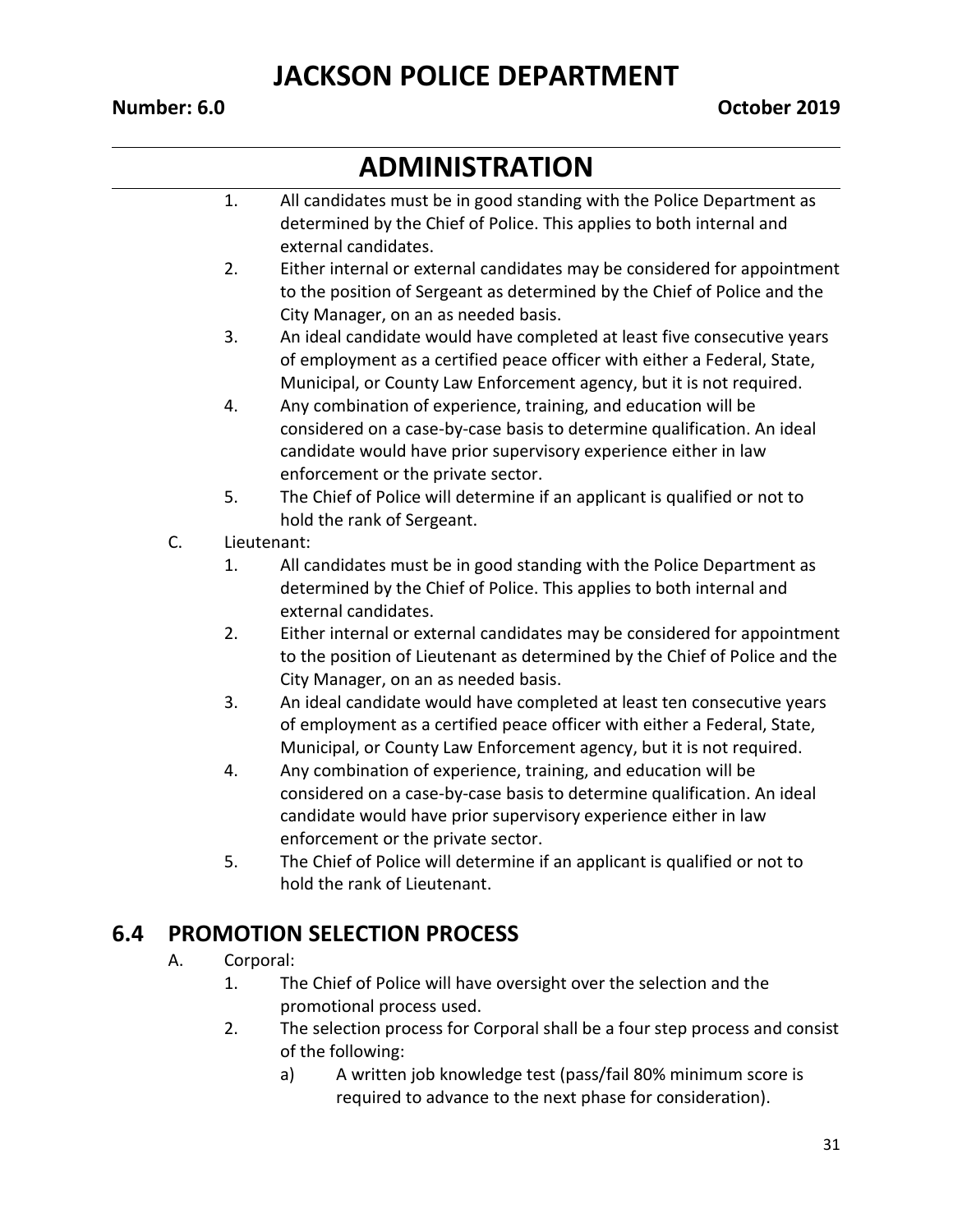1. All candidates must be in good standing with the Police Department as determined by the Chief of Police. This applies to both internal and external candidates.
2. Either internal or external candidates may be considered for appointment to the position of Sergeant as determined by the Chief of Police and the City Manager, on an as needed basis.
3. An ideal candidate would have completed at least five consecutive years of employment as a certified peace officer with either a Federal, State, Municipal, or County Law Enforcement agency, but it is not required.
4. Any combination of experience, training, and education will be considered on a case-by-case basis to determine qualification. An ideal candidate would have prior supervisory experience either in law enforcement or the private sector.
5. The Chief of Police will determine if an applicant is qualified or not to hold the rank of Sergeant.

C. Lieutenant:

1. All candidates must be in good standing with the Police Department as determined by the Chief of Police. This applies to both internal and external candidates.
2. Either internal or external candidates may be considered for appointment to the position of Lieutenant as determined by the Chief of Police and the City Manager, on an as needed basis.
3. An ideal candidate would have completed at least ten consecutive years of employment as a certified peace officer with either a Federal, State, Municipal, or County Law Enforcement agency, but it is not required.
4. Any combination of experience, training, and education will be considered on a case-by-case basis to determine qualification. An ideal candidate would have prior supervisory experience either in law enforcement or the private sector.
5. The Chief of Police will determine if an applicant is qualified or not to hold the rank of Lieutenant.

## 6.4 PROMOTION SELECTION PROCESS

A. Corporal:

1. The Chief of Police will have oversight over the selection and the promotional process used.
2. The selection process for Corporal shall be a four step process and consist of the following:
   a) A written job knowledge test (pass/fail 80% minimum score is required to advance to the next phase for consideration).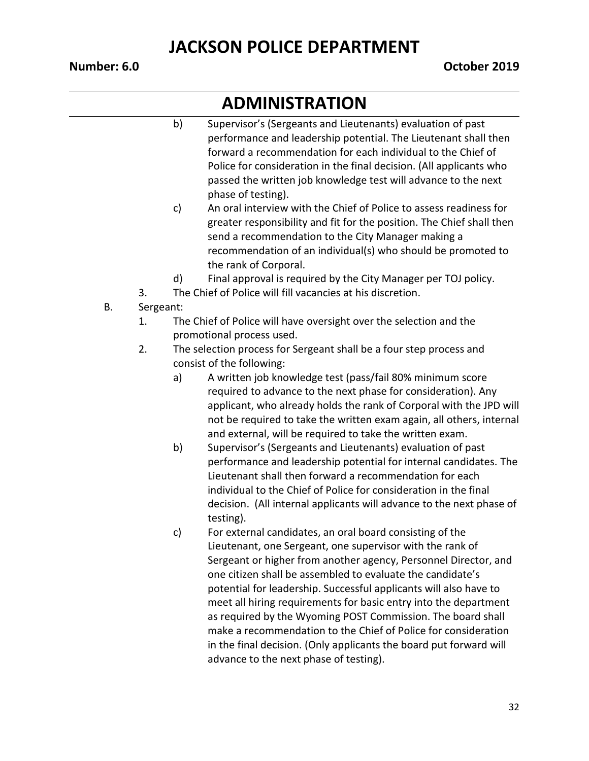b) Supervisor's (Sergeants and Lieutenants) evaluation of past performance and leadership potential. The Lieutenant shall then forward a recommendation for each individual to the Chief of Police for consideration in the final decision. (All applicants who passed the written job knowledge test will advance to the next phase of testing).

c) An oral interview with the Chief of Police to assess readiness for greater responsibility and fit for the position. The Chief shall then send a recommendation to the City Manager making a recommendation of an individual(s) who should be promoted to the rank of Corporal.

d) Final approval is required by the City Manager per TOJ policy.

3. The Chief of Police will fill vacancies at his discretion.

B. Sergeant:

1. The Chief of Police will have oversight over the selection and the promotional process used.

2. The selection process for Sergeant shall be a four step process and consist of the following:

   a) A written job knowledge test (pass/fail 80% minimum score required to advance to the next phase for consideration). Any applicant, who already holds the rank of Corporal with the JPD will not be required to take the written exam again, all others, internal and external, will be required to take the written exam.

   b) Supervisor's (Sergeants and Lieutenants) evaluation of past performance and leadership potential for internal candidates. The Lieutenant shall then forward a recommendation for each individual to the Chief of Police for consideration in the final decision. (All internal applicants will advance to the next phase of testing).

   c) For external candidates, an oral board consisting of the Lieutenant, one Sergeant, one supervisor with the rank of Sergeant or higher from another agency, Personnel Director, and one citizen shall be assembled to evaluate the candidate's potential for leadership. Successful applicants will also have to meet all hiring requirements for basic entry into the department as required by the Wyoming POST Commission. The board shall make a recommendation to the Chief of Police for consideration in the final decision. (Only applicants the board put forward will advance to the next phase of testing).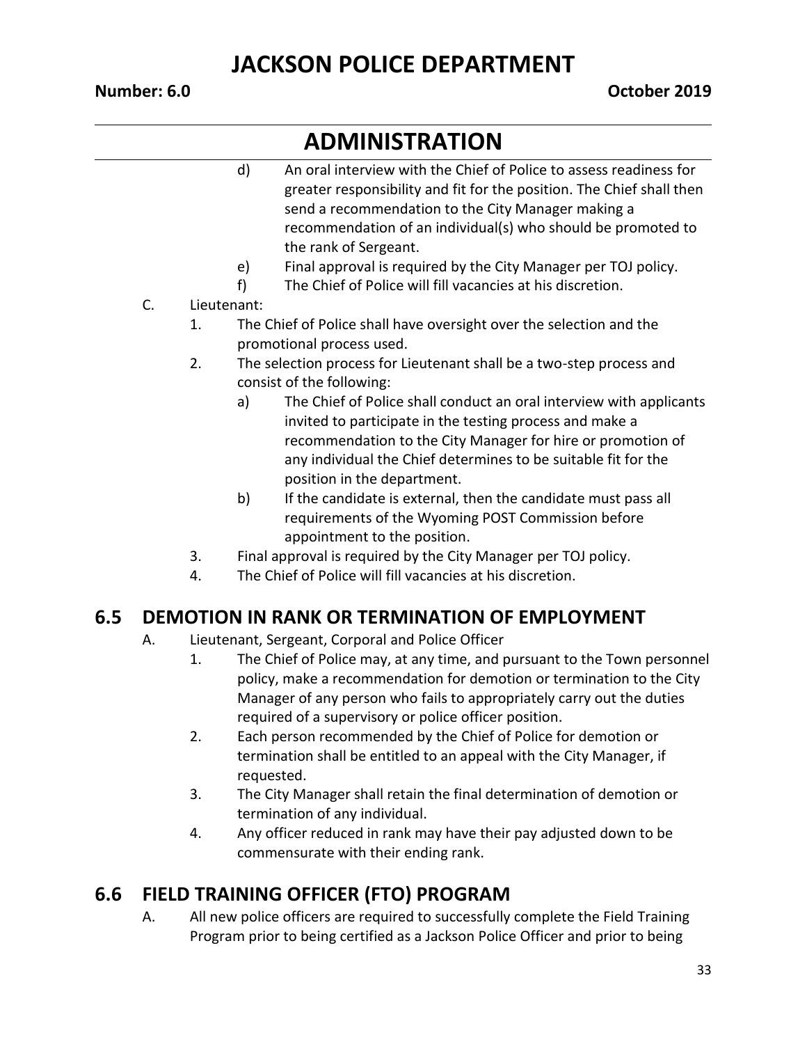d) An oral interview with the Chief of Police to assess readiness for greater responsibility and fit for the position. The Chief shall then send a recommendation to the City Manager making a recommendation of an individual(s) who should be promoted to the rank of Sergeant.

e) Final approval is required by the City Manager per TOJ policy.

f) The Chief of Police will fill vacancies at his discretion.

C. Lieutenant:

1. The Chief of Police shall have oversight over the selection and the promotional process used.
2. The selection process for Lieutenant shall be a two-step process and consist of the following:
   a) The Chief of Police shall conduct an oral interview with applicants invited to participate in the testing process and make a recommendation to the City Manager for hire or promotion of any individual the Chief determines to be suitable fit for the position in the department.
   b) If the candidate is external, then the candidate must pass all requirements of the Wyoming POST Commission before appointment to the position.
3. Final approval is required by the City Manager per TOJ policy.
4. The Chief of Police will fill vacancies at his discretion.

## 6.5 DEMOTION IN RANK OR TERMINATION OF EMPLOYMENT

A. Lieutenant, Sergeant, Corporal and Police Officer

1. The Chief of Police may, at any time, and pursuant to the Town personnel policy, make a recommendation for demotion or termination to the City Manager of any person who fails to appropriately carry out the duties required of a supervisory or police officer position.
2. Each person recommended by the Chief of Police for demotion or termination shall be entitled to an appeal with the City Manager, if requested.
3. The City Manager shall retain the final determination of demotion or termination of any individual.
4. Any officer reduced in rank may have their pay adjusted down to be commensurate with their ending rank.

## 6.6 FIELD TRAINING OFFICER (FTO) PROGRAM

A. All new police officers are required to successfully complete the Field Training Program prior to being certified as a Jackson Police Officer and prior to being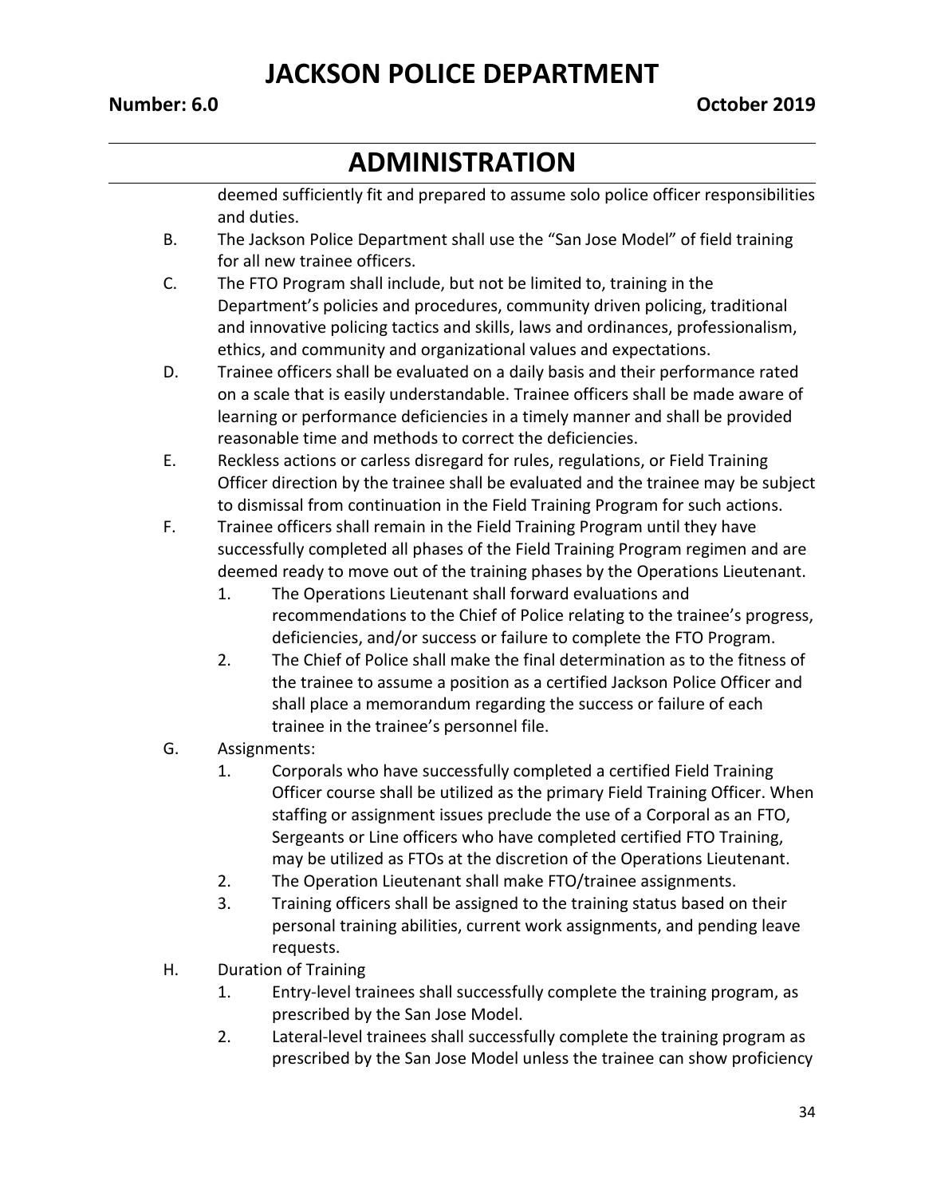deemed sufficiently fit and prepared to assume solo police officer responsibilities and duties.

B. The Jackson Police Department shall use the "San Jose Model" of field training for all new trainee officers.

C. The FTO Program shall include, but not be limited to, training in the Department's policies and procedures, community driven policing, traditional and innovative policing tactics and skills, laws and ordinances, professionalism, ethics, and community and organizational values and expectations.

D. Trainee officers shall be evaluated on a daily basis and their performance rated on a scale that is easily understandable. Trainee officers shall be made aware of learning or performance deficiencies in a timely manner and shall be provided reasonable time and methods to correct the deficiencies.

E. Reckless actions or carless disregard for rules, regulations, or Field Training Officer direction by the trainee shall be evaluated and the trainee may be subject to dismissal from continuation in the Field Training Program for such actions.

F. Trainee officers shall remain in the Field Training Program until they have successfully completed all phases of the Field Training Program regimen and are deemed ready to move out of the training phases by the Operations Lieutenant.

   1. The Operations Lieutenant shall forward evaluations and recommendations to the Chief of Police relating to the trainee's progress, deficiencies, and/or success or failure to complete the FTO Program.
   2. The Chief of Police shall make the final determination as to the fitness of the trainee to assume a position as a certified Jackson Police Officer and shall place a memorandum regarding the success or failure of each trainee in the trainee's personnel file.

G. Assignments:

   1. Corporals who have successfully completed a certified Field Training Officer course shall be utilized as the primary Field Training Officer. When staffing or assignment issues preclude the use of a Corporal as an FTO, Sergeants or Line officers who have completed certified FTO Training, may be utilized as FTOs at the discretion of the Operations Lieutenant.
   2. The Operation Lieutenant shall make FTO/trainee assignments.
   3. Training officers shall be assigned to the training status based on their personal training abilities, current work assignments, and pending leave requests.

H. Duration of Training

   1. Entry-level trainees shall successfully complete the training program, as prescribed by the San Jose Model.
   2. Lateral-level trainees shall successfully complete the training program as prescribed by the San Jose Model unless the trainee can show proficiency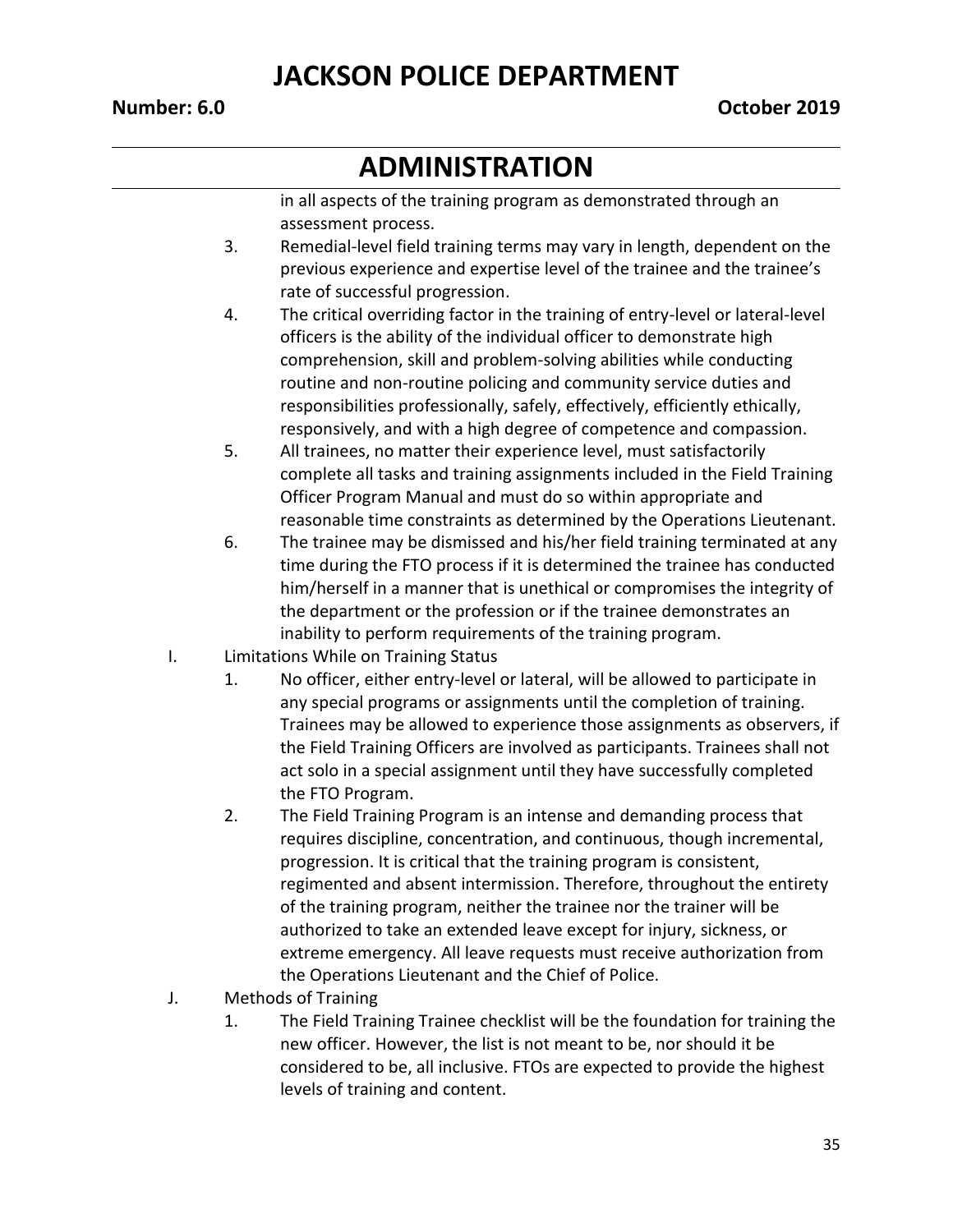in all aspects of the training program as demonstrated through an assessment process.

3. Remedial-level field training terms may vary in length, dependent on the previous experience and expertise level of the trainee and the trainee's rate of successful progression.
4. The critical overriding factor in the training of entry-level or lateral-level officers is the ability of the individual officer to demonstrate high comprehension, skill and problem-solving abilities while conducting routine and non-routine policing and community service duties and responsibilities professionally, safely, effectively, efficiently ethically, responsively, and with a high degree of competence and compassion.
5. All trainees, no matter their experience level, must satisfactorily complete all tasks and training assignments included in the Field Training Officer Program Manual and must do so within appropriate and reasonable time constraints as determined by the Operations Lieutenant.
6. The trainee may be dismissed and his/her field training terminated at any time during the FTO process if it is determined the trainee has conducted him/herself in a manner that is unethical or compromises the integrity of the department or the profession or if the trainee demonstrates an inability to perform requirements of the training program.

I. Limitations While on Training Status

1. No officer, either entry-level or lateral, will be allowed to participate in any special programs or assignments until the completion of training. Trainees may be allowed to experience those assignments as observers, if the Field Training Officers are involved as participants. Trainees shall not act solo in a special assignment until they have successfully completed the FTO Program.
2. The Field Training Program is an intense and demanding process that requires discipline, concentration, and continuous, though incremental, progression. It is critical that the training program is consistent, regimented and absent intermission. Therefore, throughout the entirety of the training program, neither the trainee nor the trainer will be authorized to take an extended leave except for injury, sickness, or extreme emergency. All leave requests must receive authorization from the Operations Lieutenant and the Chief of Police.

J. Methods of Training

1. The Field Training Trainee checklist will be the foundation for training the new officer. However, the list is not meant to be, nor should it be considered to be, all inclusive. FTOs are expected to provide the highest levels of training and content.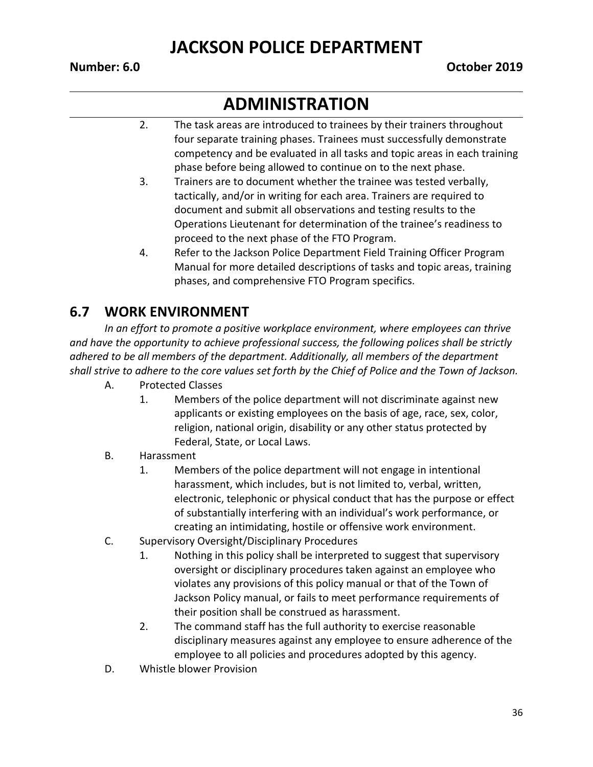2. The task areas are introduced to trainees by their trainers throughout four separate training phases. Trainees must successfully demonstrate competency and be evaluated in all tasks and topic areas in each training phase before being allowed to continue on to the next phase.
3. Trainers are to document whether the trainee was tested verbally, tactically, and/or in writing for each area. Trainers are required to document and submit all observations and testing results to the Operations Lieutenant for determination of the trainee's readiness to proceed to the next phase of the FTO Program.
4. Refer to the Jackson Police Department Field Training Officer Program Manual for more detailed descriptions of tasks and topic areas, training phases, and comprehensive FTO Program specifics.

## 6.7 WORK ENVIRONMENT

*In an effort to promote a positive workplace environment, where employees can thrive and have the opportunity to achieve professional success, the following polices shall be strictly adhered to be all members of the department. Additionally, all members of the department shall strive to adhere to the core values set forth by the Chief of Police and the Town of Jackson.*

A. Protected Classes
   1. Members of the police department will not discriminate against new applicants or existing employees on the basis of age, race, sex, color, religion, national origin, disability or any other status protected by Federal, State, or Local Laws.

B. Harassment
   1. Members of the police department will not engage in intentional harassment, which includes, but is not limited to, verbal, written, electronic, telephonic or physical conduct that has the purpose or effect of substantially interfering with an individual's work performance, or creating an intimidating, hostile or offensive work environment.

C. Supervisory Oversight/Disciplinary Procedures
   1. Nothing in this policy shall be interpreted to suggest that supervisory oversight or disciplinary procedures taken against an employee who violates any provisions of this policy manual or that of the Town of Jackson Policy manual, or fails to meet performance requirements of their position shall be construed as harassment.
   2. The command staff has the full authority to exercise reasonable disciplinary measures against any employee to ensure adherence of the employee to all policies and procedures adopted by this agency.

D. Whistle blower Provision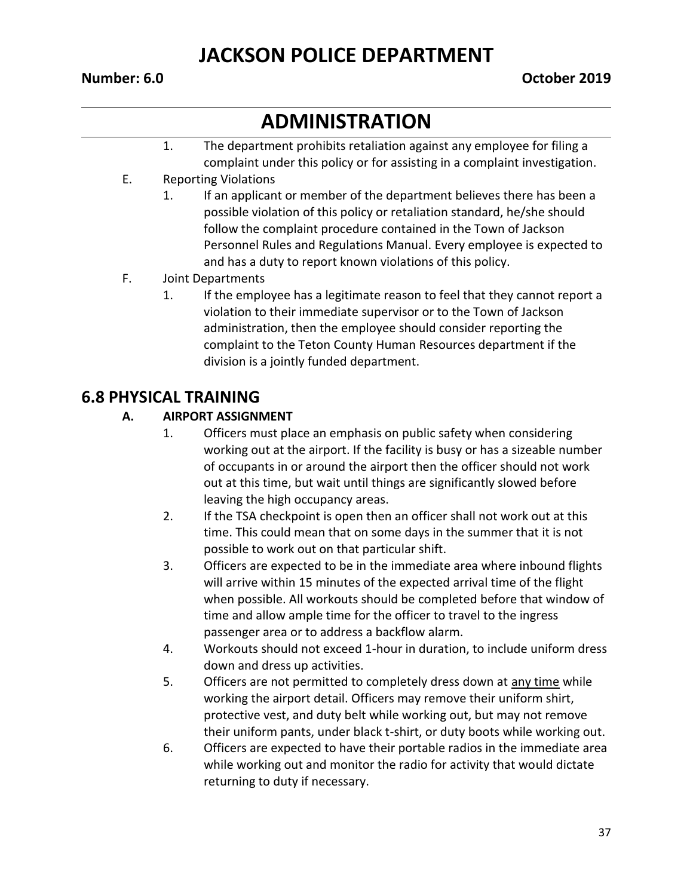1. The department prohibits retaliation against any employee for filing a complaint under this policy or for assisting in a complaint investigation.

E. Reporting Violations

1. If an applicant or member of the department believes there has been a possible violation of this policy or retaliation standard, he/she should follow the complaint procedure contained in the Town of Jackson Personnel Rules and Regulations Manual. Every employee is expected to and has a duty to report known violations of this policy.

F. Joint Departments

1. If the employee has a legitimate reason to feel that they cannot report a violation to their immediate supervisor or to the Town of Jackson administration, then the employee should consider reporting the complaint to the Teton County Human Resources department if the division is a jointly funded department.

## 6.8 PHYSICAL TRAINING

### A. AIRPORT ASSIGNMENT

1. Officers must place an emphasis on public safety when considering working out at the airport. If the facility is busy or has a sizeable number of occupants in or around the airport then the officer should not work out at this time, but wait until things are significantly slowed before leaving the high occupancy areas.
2. If the TSA checkpoint is open then an officer shall not work out at this time. This could mean that on some days in the summer that it is not possible to work out on that particular shift.
3. Officers are expected to be in the immediate area where inbound flights will arrive within 15 minutes of the expected arrival time of the flight when possible. All workouts should be completed before that window of time and allow ample time for the officer to travel to the ingress passenger area or to address a backflow alarm.
4. Workouts should not exceed 1-hour in duration, to include uniform dress down and dress up activities.
5. Officers are not permitted to completely dress down at <u>any time</u> while working the airport detail. Officers may remove their uniform shirt, protective vest, and duty belt while working out, but may not remove their uniform pants, under black t-shirt, or duty boots while working out.
6. Officers are expected to have their portable radios in the immediate area while working out and monitor the radio for activity that would dictate returning to duty if necessary.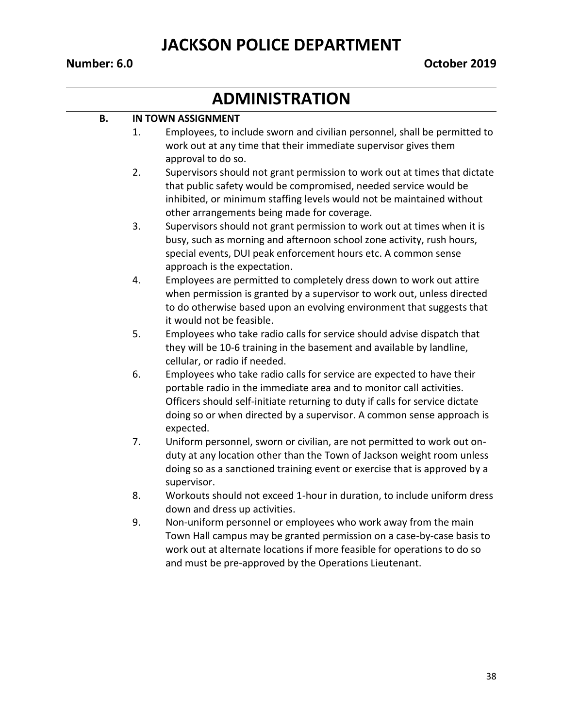# JACKSON POLICE DEPARTMENT

**Number: 6.0** **October 2019**

## ADMINISTRATION

**B. IN TOWN ASSIGNMENT**

1. Employees, to include sworn and civilian personnel, shall be permitted to work out at any time that their immediate supervisor gives them approval to do so.
2. Supervisors should not grant permission to work out at times that dictate that public safety would be compromised, needed service would be inhibited, or minimum staffing levels would not be maintained without other arrangements being made for coverage.
3. Supervisors should not grant permission to work out at times when it is busy, such as morning and afternoon school zone activity, rush hours, special events, DUI peak enforcement hours etc. A common sense approach is the expectation.
4. Employees are permitted to completely dress down to work out attire when permission is granted by a supervisor to work out, unless directed to do otherwise based upon an evolving environment that suggests that it would not be feasible.
5. Employees who take radio calls for service should advise dispatch that they will be 10-6 training in the basement and available by landline, cellular, or radio if needed.
6. Employees who take radio calls for service are expected to have their portable radio in the immediate area and to monitor call activities. Officers should self-initiate returning to duty if calls for service dictate doing so or when directed by a supervisor. A common sense approach is expected.
7. Uniform personnel, sworn or civilian, are not permitted to work out on-duty at any location other than the Town of Jackson weight room unless doing so as a sanctioned training event or exercise that is approved by a supervisor.
8. Workouts should not exceed 1-hour in duration, to include uniform dress down and dress up activities.
9. Non-uniform personnel or employees who work away from the main Town Hall campus may be granted permission on a case-by-case basis to work out at alternate locations if more feasible for operations to do so and must be pre-approved by the Operations Lieutenant.